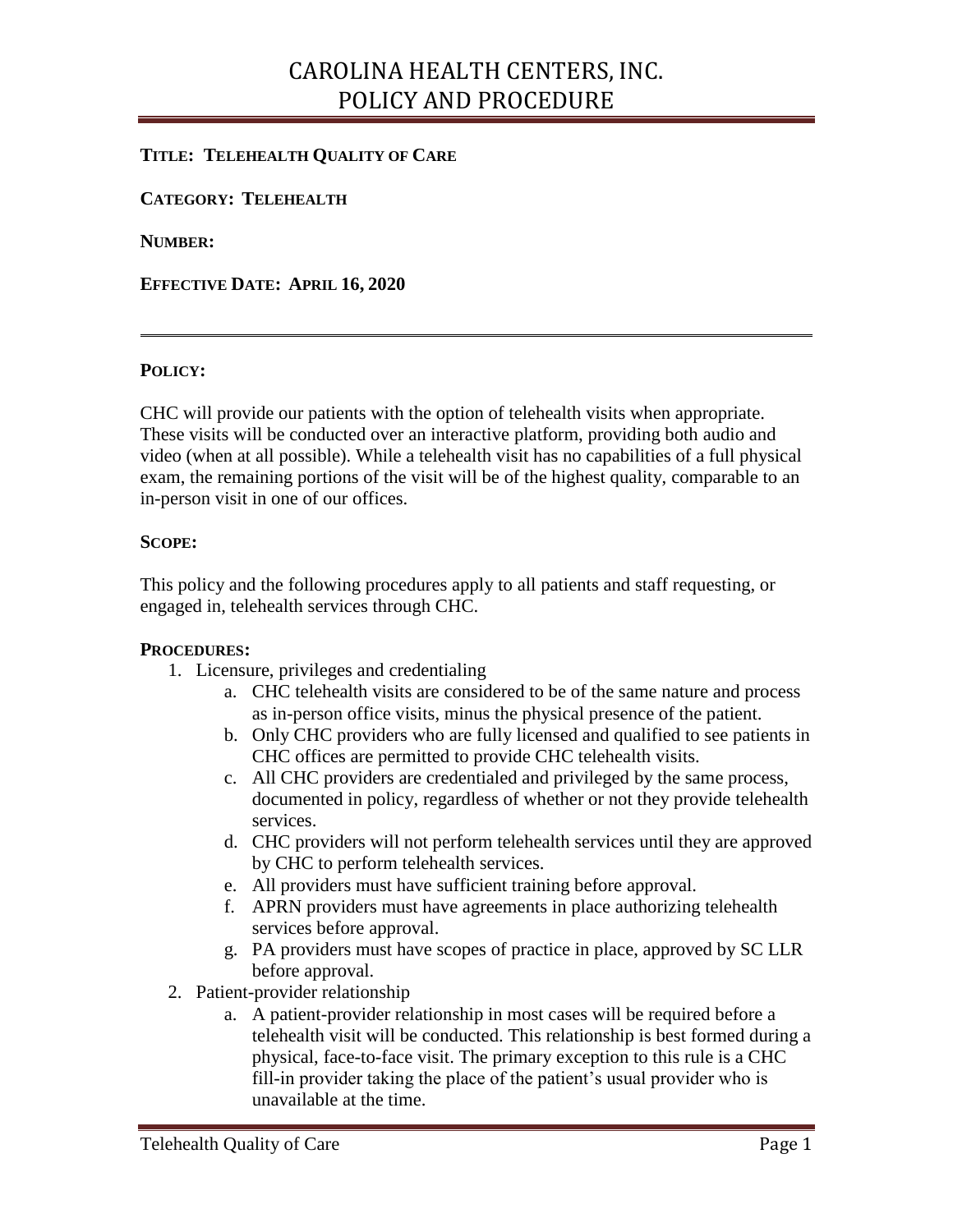# CAROLINA HEALTH CENTERS, INC.
# POLICY AND PROCEDURE

**TITLE: TELEHEALTH QUALITY OF CARE**

**CATEGORY: TELEHEALTH**

**NUMBER:**

**EFFECTIVE DATE: APRIL 16, 2020**

---

**POLICY:**

CHC will provide our patients with the option of telehealth visits when appropriate. These visits will be conducted over an interactive platform, providing both audio and video (when at all possible). While a telehealth visit has no capabilities of a full physical exam, the remaining portions of the visit will be of the highest quality, comparable to an in-person visit in one of our offices.

**SCOPE:**

This policy and the following procedures apply to all patients and staff requesting, or engaged in, telehealth services through CHC.

**PROCEDURES:**

1. Licensure, privileges and credentialing
   a. CHC telehealth visits are considered to be of the same nature and process as in-person office visits, minus the physical presence of the patient.
   b. Only CHC providers who are fully licensed and qualified to see patients in CHC offices are permitted to provide CHC telehealth visits.
   c. All CHC providers are credentialed and privileged by the same process, documented in policy, regardless of whether or not they provide telehealth services.
   d. CHC providers will not perform telehealth services until they are approved by CHC to perform telehealth services.
   e. All providers must have sufficient training before approval.
   f. APRN providers must have agreements in place authorizing telehealth services before approval.
   g. PA providers must have scopes of practice in place, approved by SC LLR before approval.
2. Patient-provider relationship
   a. A patient-provider relationship in most cases will be required before a telehealth visit will be conducted. This relationship is best formed during a physical, face-to-face visit. The primary exception to this rule is a CHC fill-in provider taking the place of the patient's usual provider who is unavailable at the time.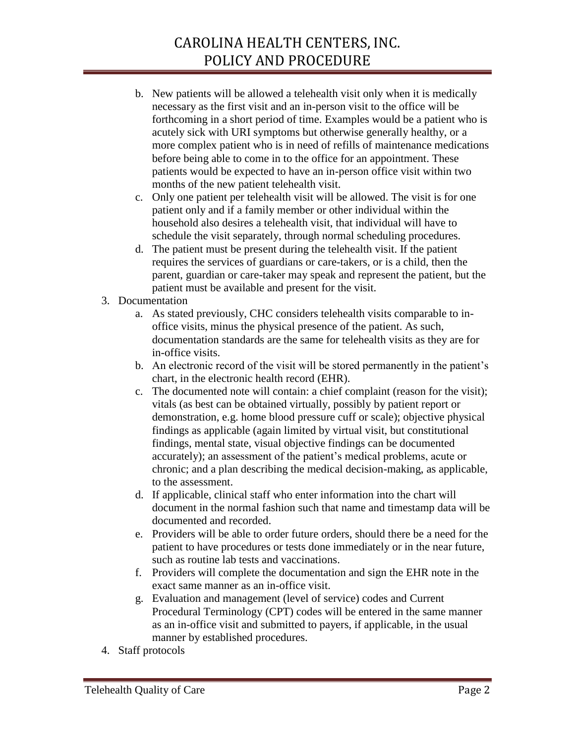b. New patients will be allowed a telehealth visit only when it is medically necessary as the first visit and an in-person visit to the office will be forthcoming in a short period of time. Examples would be a patient who is acutely sick with URI symptoms but otherwise generally healthy, or a more complex patient who is in need of refills of maintenance medications before being able to come in to the office for an appointment. These patients would be expected to have an in-person office visit within two months of the new patient telehealth visit.
   c. Only one patient per telehealth visit will be allowed. The visit is for one patient only and if a family member or other individual within the household also desires a telehealth visit, that individual will have to schedule the visit separately, through normal scheduling procedures.
   d. The patient must be present during the telehealth visit. If the patient requires the services of guardians or care-takers, or is a child, then the parent, guardian or care-taker may speak and represent the patient, but the patient must be available and present for the visit.

3. Documentation
   a. As stated previously, CHC considers telehealth visits comparable to in-office visits, minus the physical presence of the patient. As such, documentation standards are the same for telehealth visits as they are for in-office visits.
   b. An electronic record of the visit will be stored permanently in the patient's chart, in the electronic health record (EHR).
   c. The documented note will contain: a chief complaint (reason for the visit); vitals (as best can be obtained virtually, possibly by patient report or demonstration, e.g. home blood pressure cuff or scale); objective physical findings as applicable (again limited by virtual visit, but constitutional findings, mental state, visual objective findings can be documented accurately); an assessment of the patient's medical problems, acute or chronic; and a plan describing the medical decision-making, as applicable, to the assessment.
   d. If applicable, clinical staff who enter information into the chart will document in the normal fashion such that name and timestamp data will be documented and recorded.
   e. Providers will be able to order future orders, should there be a need for the patient to have procedures or tests done immediately or in the near future, such as routine lab tests and vaccinations.
   f. Providers will complete the documentation and sign the EHR note in the exact same manner as an in-office visit.
   g. Evaluation and management (level of service) codes and Current Procedural Terminology (CPT) codes will be entered in the same manner as an in-office visit and submitted to payers, if applicable, in the usual manner by established procedures.

4. Staff protocols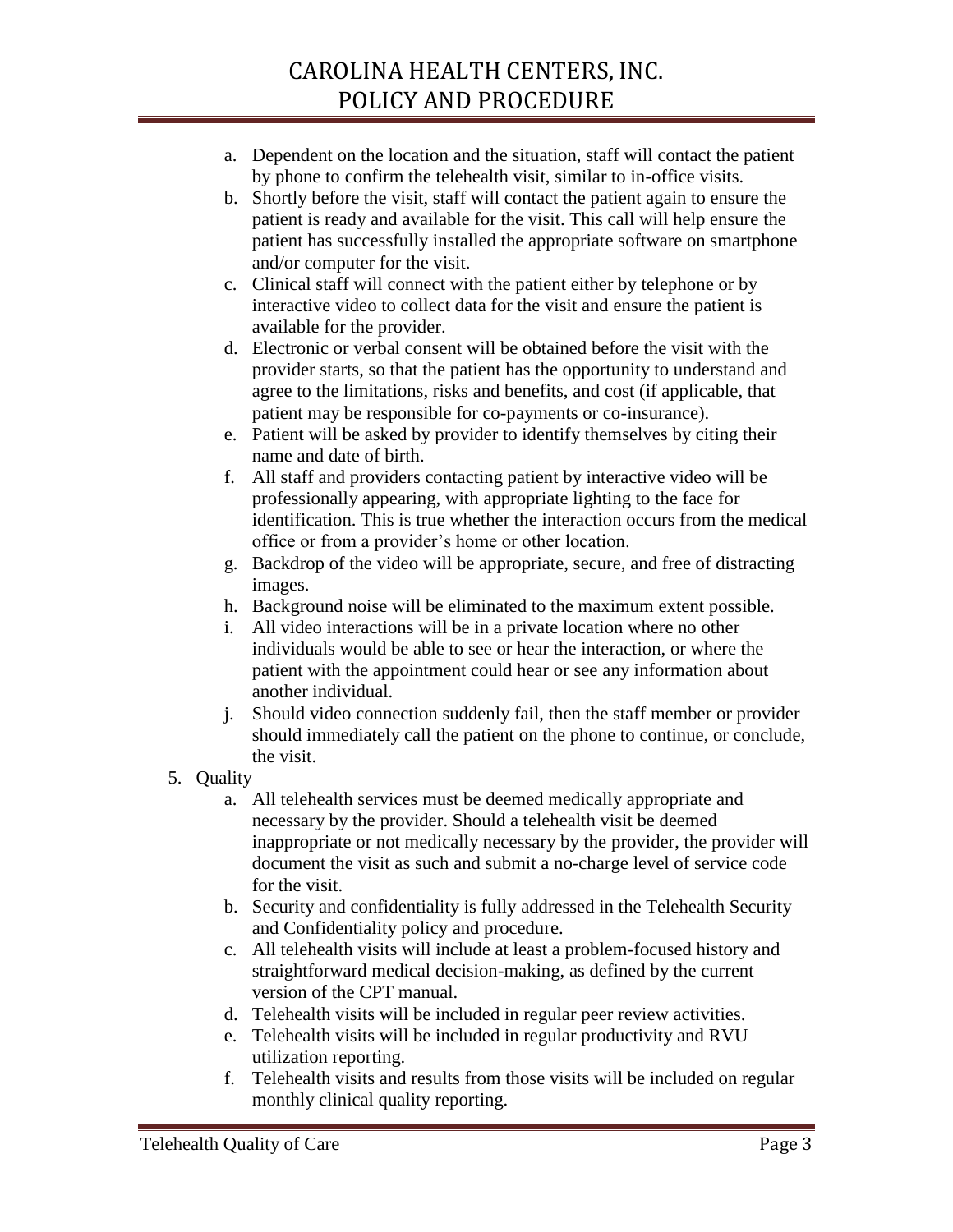a. Dependent on the location and the situation, staff will contact the patient by phone to confirm the telehealth visit, similar to in-office visits.
   b. Shortly before the visit, staff will contact the patient again to ensure the patient is ready and available for the visit. This call will help ensure the patient has successfully installed the appropriate software on smartphone and/or computer for the visit.
   c. Clinical staff will connect with the patient either by telephone or by interactive video to collect data for the visit and ensure the patient is available for the provider.
   d. Electronic or verbal consent will be obtained before the visit with the provider starts, so that the patient has the opportunity to understand and agree to the limitations, risks and benefits, and cost (if applicable, that patient may be responsible for co-payments or co-insurance).
   e. Patient will be asked by provider to identify themselves by citing their name and date of birth.
   f. All staff and providers contacting patient by interactive video will be professionally appearing, with appropriate lighting to the face for identification. This is true whether the interaction occurs from the medical office or from a provider's home or other location.
   g. Backdrop of the video will be appropriate, secure, and free of distracting images.
   h. Background noise will be eliminated to the maximum extent possible.
   i. All video interactions will be in a private location where no other individuals would be able to see or hear the interaction, or where the patient with the appointment could hear or see any information about another individual.
   j. Should video connection suddenly fail, then the staff member or provider should immediately call the patient on the phone to continue, or conclude, the visit.

5. Quality
   a. All telehealth services must be deemed medically appropriate and necessary by the provider. Should a telehealth visit be deemed inappropriate or not medically necessary by the provider, the provider will document the visit as such and submit a no-charge level of service code for the visit.
   b. Security and confidentiality is fully addressed in the Telehealth Security and Confidentiality policy and procedure.
   c. All telehealth visits will include at least a problem-focused history and straightforward medical decision-making, as defined by the current version of the CPT manual.
   d. Telehealth visits will be included in regular peer review activities.
   e. Telehealth visits will be included in regular productivity and RVU utilization reporting.
   f. Telehealth visits and results from those visits will be included on regular monthly clinical quality reporting.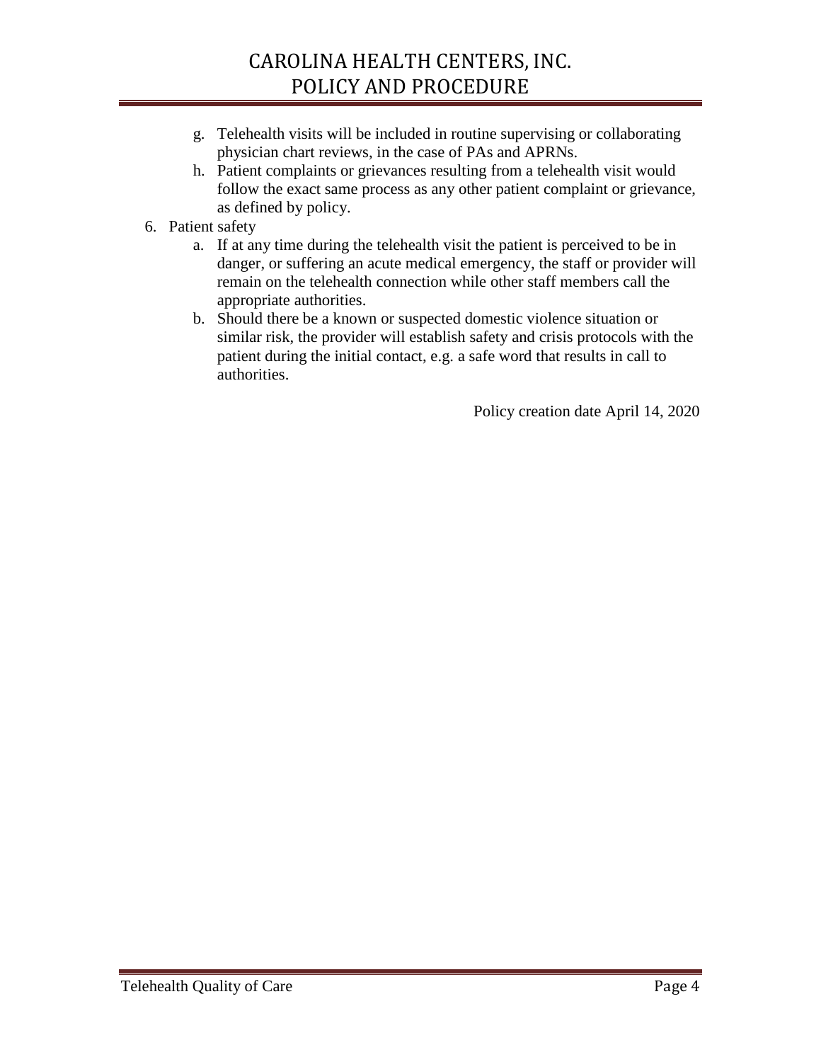g. Telehealth visits will be included in routine supervising or collaborating physician chart reviews, in the case of PAs and APRNs.
h. Patient complaints or grievances resulting from a telehealth visit would follow the exact same process as any other patient complaint or grievance, as defined by policy.

6. Patient safety
   a. If at any time during the telehealth visit the patient is perceived to be in danger, or suffering an acute medical emergency, the staff or provider will remain on the telehealth connection while other staff members call the appropriate authorities.
   b. Should there be a known or suspected domestic violence situation or similar risk, the provider will establish safety and crisis protocols with the patient during the initial contact, e.g. a safe word that results in call to authorities.

Policy creation date April 14, 2020